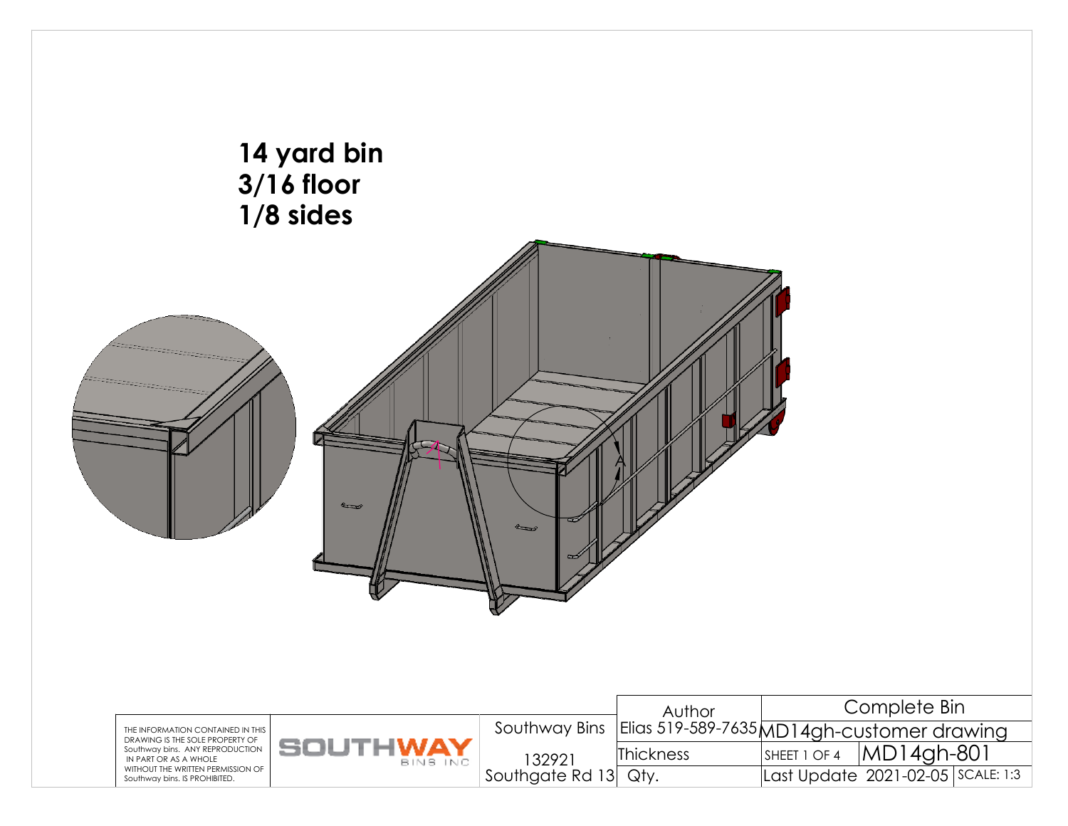# 14 yard bin
# 3/16 floor
# 1/8 sides

A

THE INFORMATION CONTAINED IN THIS DRAWING IS THE SOLE PROPERTY OF Southway bins. ANY REPRODUCTION IN PART OR AS A WHOLE WITHOUT THE WRITTEN PERMISSION OF Southway bins. IS PROHIBITED.

SOUTHWAY BINS INC

| Southway Bins | Author | Complete Bin | | |
|---|---|---|---|---|
| | Elias 519-589-7635 | MD14gh-customer drawing | | |
| 132921 | Thickness | SHEET 1 OF 4 | MD14gh-801 | |
| Southgate Rd 13 | Qty. | Last Update | 2021-02-05 | SCALE: 1:3 |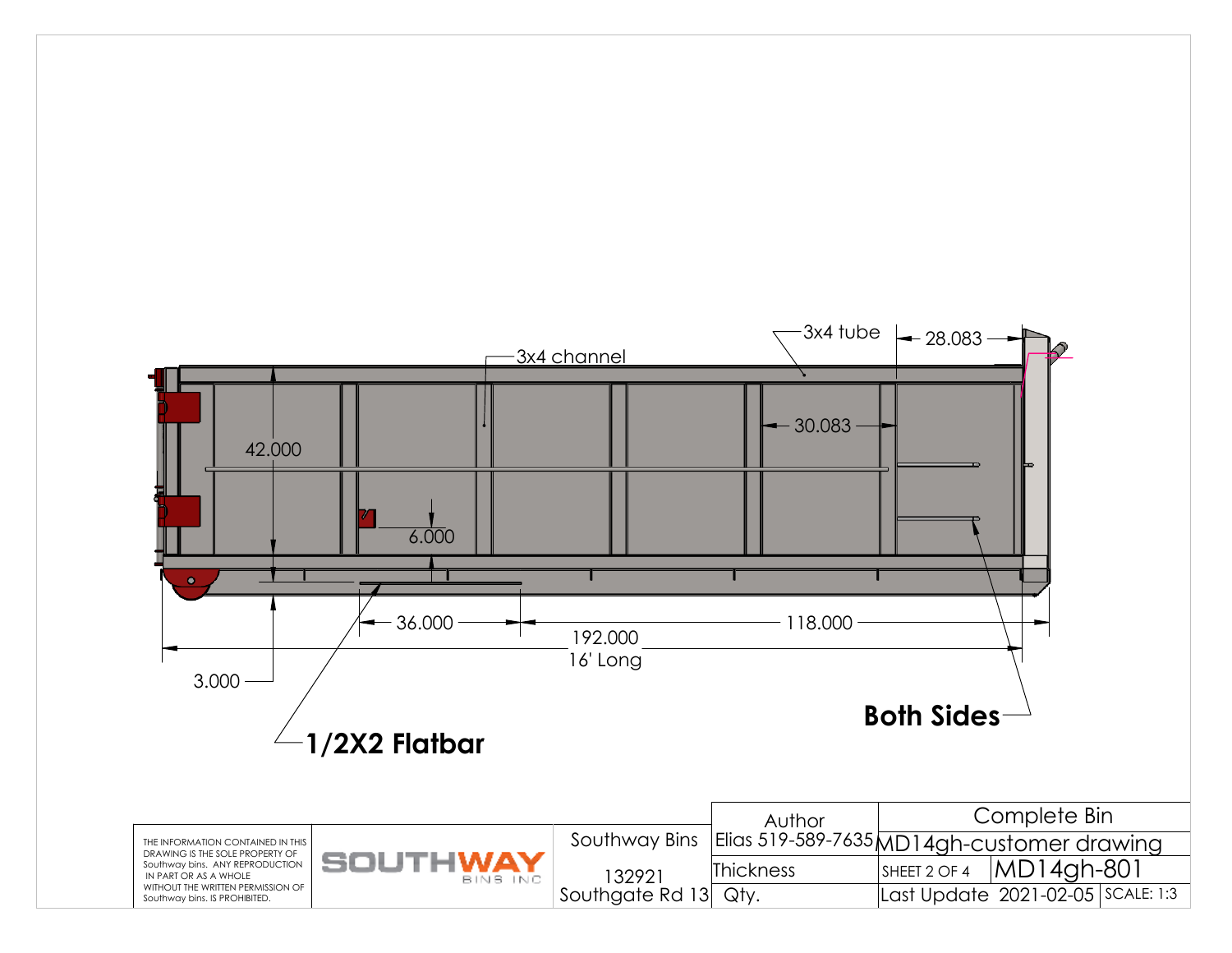3x4 tube

28.083

3x4 channel

42.000

30.083

6.000

36.000

192.000

16' Long

118.000

3.000

**Both Sides**

**1/2X2 Flatbar**

THE INFORMATION CONTAINED IN THIS DRAWING IS THE SOLE PROPERTY OF Southway bins. ANY REPRODUCTION IN PART OR AS A WHOLE WITHOUT THE WRITTEN PERMISSION OF Southway bins. IS PROHIBITED.

SOUTHWAY BINS INC

| Southway Bins | Author | Complete Bin | | |
|---|---|---|---|---|
| | Elias 519-589-7635 | MD14gh-customer drawing | | |
| 132921 | Thickness | SHEET 2 OF 4 | MD14gh-801 | |
| Southgate Rd 13 | Qty. | Last Update 2021-02-05 | | SCALE: 1:3 |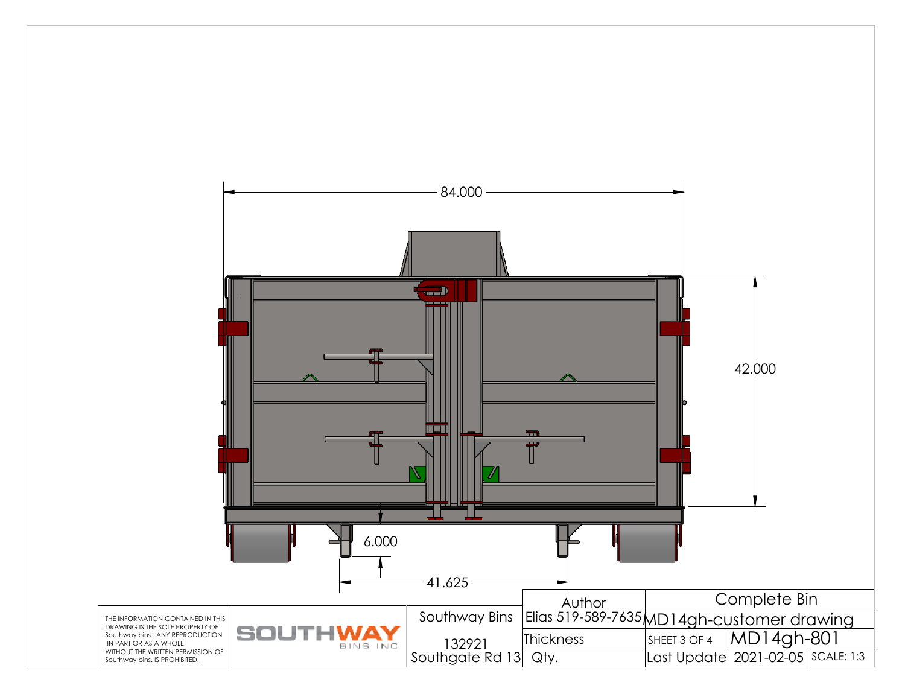84.000

42.000

6.000

41.625

THE INFORMATION CONTAINED IN THIS DRAWING IS THE SOLE PROPERTY OF Southway bins. ANY REPRODUCTION IN PART OR AS A WHOLE WITHOUT THE WRITTEN PERMISSION OF Southway bins. IS PROHIBITED.

SOUTHWAY BINS INC

| Southway Bins | Author | Complete Bin | | |
|---|---|---|---|---|
| | Elias 519-589-7635 | MD14gh-customer drawing | | |
| 132921 | Thickness | SHEET 3 OF 4 | MD14gh-801 | |
| Southgate Rd 13 | Qty. | Last Update | 2021-02-05 | SCALE: 1:3 |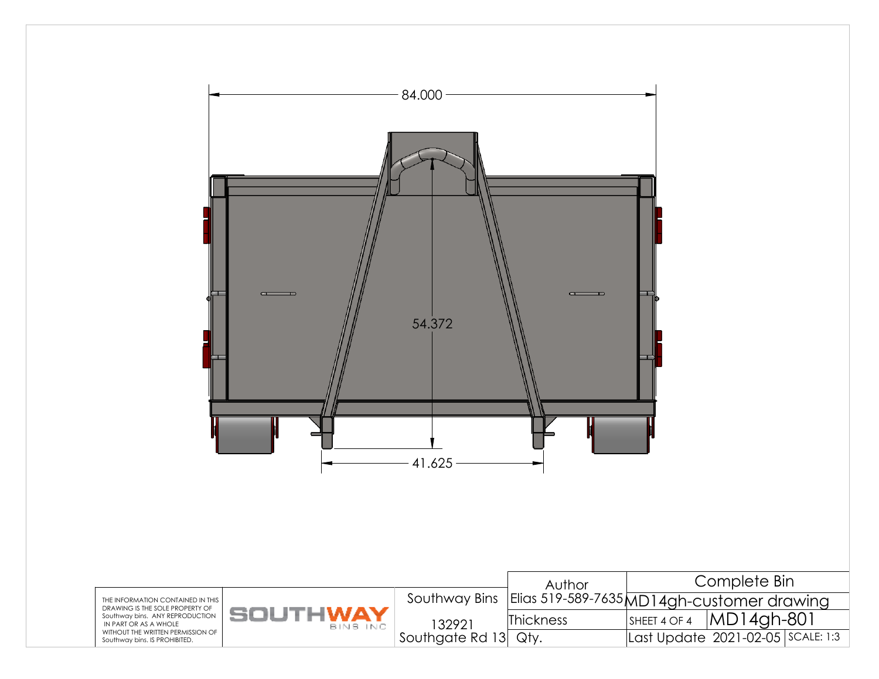84.000

54.372

41.625

THE INFORMATION CONTAINED IN THIS DRAWING IS THE SOLE PROPERTY OF Southway bins. ANY REPRODUCTION IN PART OR AS A WHOLE WITHOUT THE WRITTEN PERMISSION OF Southway bins. IS PROHIBITED.

SOUTHWAY BINS INC

| | | | | |
|---|---|---|---|---|
| Southway Bins | Author | Complete Bin | | |
| | Elias 519-589-7635 | MD14gh-customer drawing | | |
| 132921 | Thickness | SHEET 4 OF 4 | MD14gh-801 | |
| Southgate Rd 13 | Qty. | Last Update | 2021-02-05 | SCALE: 1:3 |